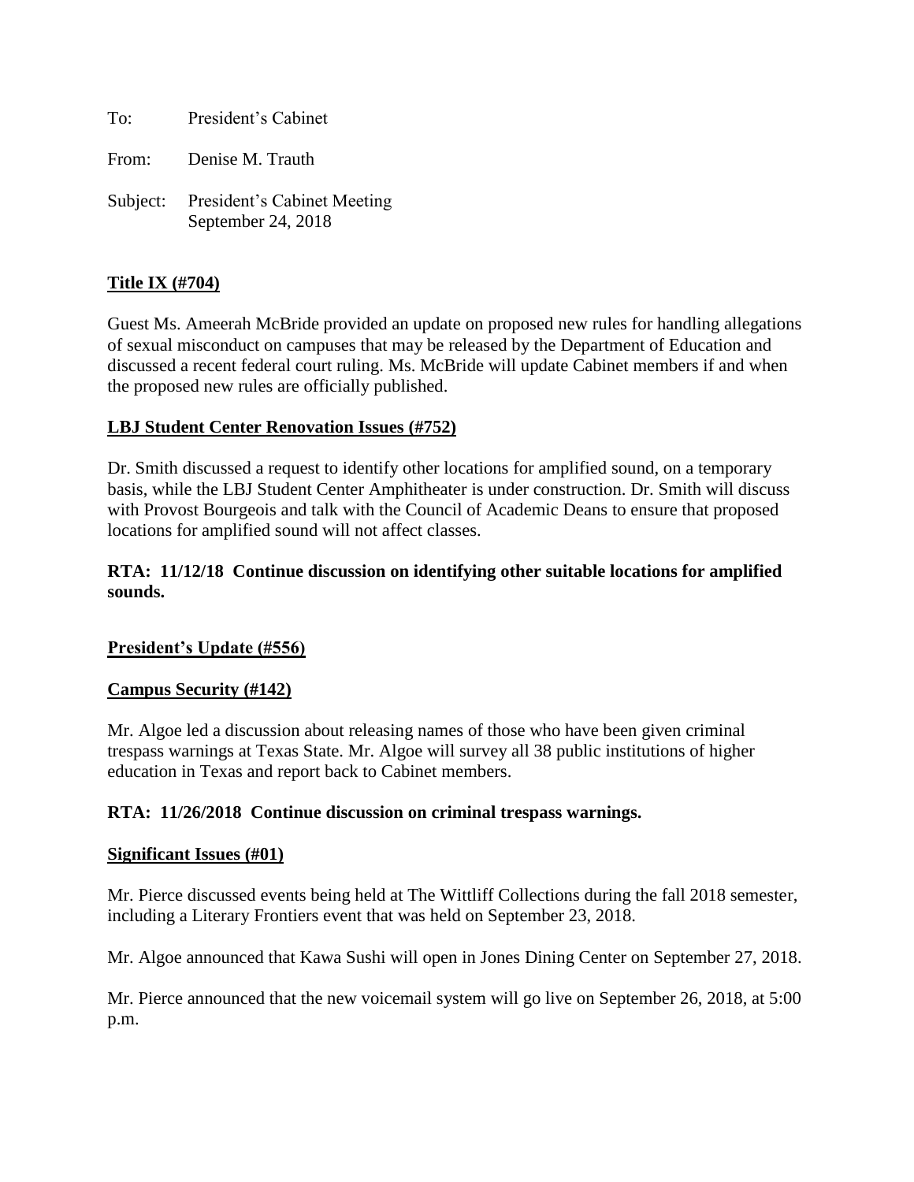To: President's Cabinet

From: Denise M. Trauth

Subject: President's Cabinet Meeting
September 24, 2018

**Title IX (#704)**

Guest Ms. Ameerah McBride provided an update on proposed new rules for handling allegations of sexual misconduct on campuses that may be released by the Department of Education and discussed a recent federal court ruling. Ms. McBride will update Cabinet members if and when the proposed new rules are officially published.

**LBJ Student Center Renovation Issues (#752)**

Dr. Smith discussed a request to identify other locations for amplified sound, on a temporary basis, while the LBJ Student Center Amphitheater is under construction. Dr. Smith will discuss with Provost Bourgeois and talk with the Council of Academic Deans to ensure that proposed locations for amplified sound will not affect classes.

**RTA: 11/12/18 Continue discussion on identifying other suitable locations for amplified sounds.**

**President's Update (#556)**

**Campus Security (#142)**

Mr. Algoe led a discussion about releasing names of those who have been given criminal trespass warnings at Texas State. Mr. Algoe will survey all 38 public institutions of higher education in Texas and report back to Cabinet members.

**RTA: 11/26/2018 Continue discussion on criminal trespass warnings.**

**Significant Issues (#01)**

Mr. Pierce discussed events being held at The Wittliff Collections during the fall 2018 semester, including a Literary Frontiers event that was held on September 23, 2018.

Mr. Algoe announced that Kawa Sushi will open in Jones Dining Center on September 27, 2018.

Mr. Pierce announced that the new voicemail system will go live on September 26, 2018, at 5:00 p.m.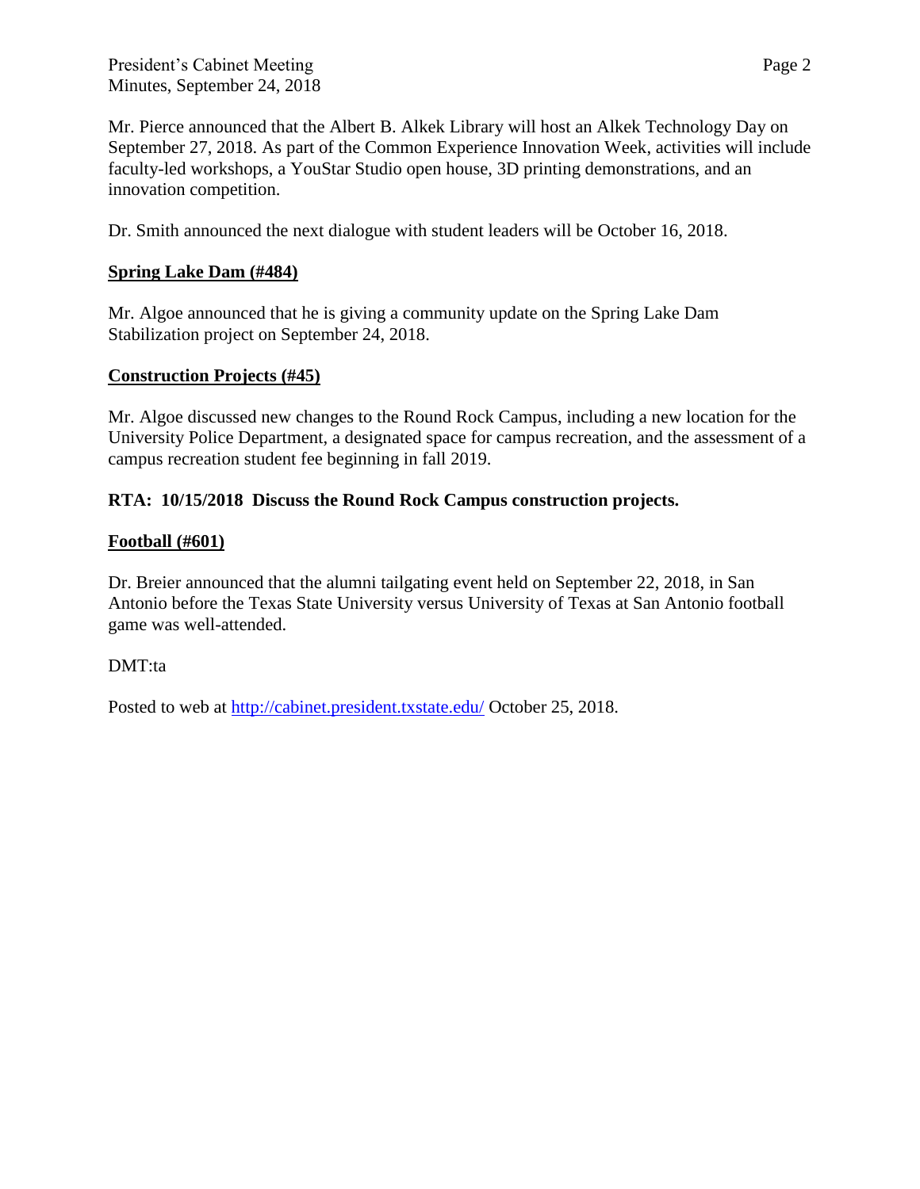Mr. Pierce announced that the Albert B. Alkek Library will host an Alkek Technology Day on September 27, 2018. As part of the Common Experience Innovation Week, activities will include faculty-led workshops, a YouStar Studio open house, 3D printing demonstrations, and an innovation competition.

Dr. Smith announced the next dialogue with student leaders will be October 16, 2018.

**Spring Lake Dam (#484)**

Mr. Algoe announced that he is giving a community update on the Spring Lake Dam Stabilization project on September 24, 2018.

**Construction Projects (#45)**

Mr. Algoe discussed new changes to the Round Rock Campus, including a new location for the University Police Department, a designated space for campus recreation, and the assessment of a campus recreation student fee beginning in fall 2019.

**RTA: 10/15/2018 Discuss the Round Rock Campus construction projects.**

**Football (#601)**

Dr. Breier announced that the alumni tailgating event held on September 22, 2018, in San Antonio before the Texas State University versus University of Texas at San Antonio football game was well-attended.

DMT:ta

Posted to web at http://cabinet.president.txstate.edu/ October 25, 2018.